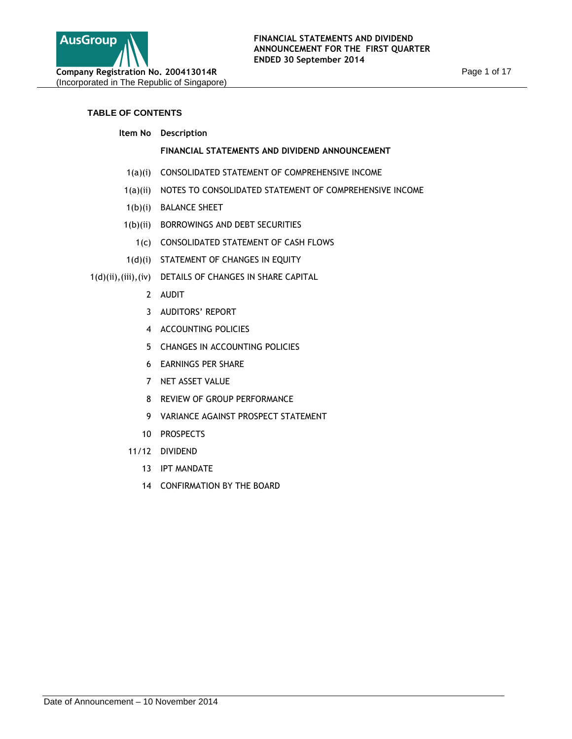**AusGroup**

**Company Registration No. 200413014R**
(Incorporated in The Republic of Singapore)

**FINANCIAL STATEMENTS AND DIVIDEND ANNOUNCEMENT FOR THE FIRST QUARTER ENDED 30 September 2014**

## TABLE OF CONTENTS

| Item No | Description |
|---|---|
| | **FINANCIAL STATEMENTS AND DIVIDEND ANNOUNCEMENT** |
| 1(a)(i) | CONSOLIDATED STATEMENT OF COMPREHENSIVE INCOME |
| 1(a)(ii) | NOTES TO CONSOLIDATED STATEMENT OF COMPREHENSIVE INCOME |
| 1(b)(i) | BALANCE SHEET |
| 1(b)(ii) | BORROWINGS AND DEBT SECURITIES |
| 1(c) | CONSOLIDATED STATEMENT OF CASH FLOWS |
| 1(d)(i) | STATEMENT OF CHANGES IN EQUITY |
| 1(d)(ii),(iii),(iv) | DETAILS OF CHANGES IN SHARE CAPITAL |
| 2 | AUDIT |
| 3 | AUDITORS' REPORT |
| 4 | ACCOUNTING POLICIES |
| 5 | CHANGES IN ACCOUNTING POLICIES |
| 6 | EARNINGS PER SHARE |
| 7 | NET ASSET VALUE |
| 8 | REVIEW OF GROUP PERFORMANCE |
| 9 | VARIANCE AGAINST PROSPECT STATEMENT |
| 10 | PROSPECTS |
| 11/12 | DIVIDEND |
| 13 | IPT MANDATE |
| 14 | CONFIRMATION BY THE BOARD |

Date of Announcement – 10 November 2014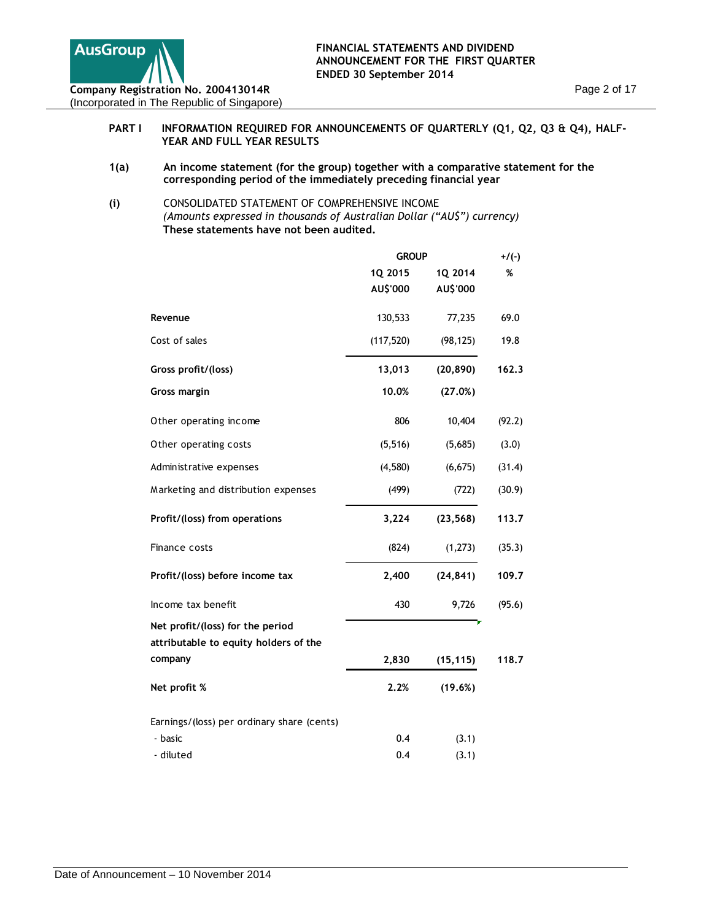## PART I INFORMATION REQUIRED FOR ANNOUNCEMENTS OF QUARTERLY (Q1, Q2, Q3 & Q4), HALF-YEAR AND FULL YEAR RESULTS

**1(a) An income statement (for the group) together with a comparative statement for the corresponding period of the immediately preceding financial year**

**(i)** CONSOLIDATED STATEMENT OF COMPREHENSIVE INCOME
*(Amounts expressed in thousands of Australian Dollar ("AU$") currency)*
**These statements have not been audited.**

| | GROUP | | +/(-) |
|---|---|---|---|
| | 1Q 2015 | 1Q 2014 | % |
| | AU$'000 | AU$'000 | |
| **Revenue** | 130,533 | 77,235 | 69.0 |
| Cost of sales | (117,520) | (98,125) | 19.8 |
| **Gross profit/(loss)** | **13,013** | **(20,890)** | **162.3** |
| **Gross margin** | **10.0%** | **(27.0%)** | |
| Other operating income | 806 | 10,404 | (92.2) |
| Other operating costs | (5,516) | (5,685) | (3.0) |
| Administrative expenses | (4,580) | (6,675) | (31.4) |
| Marketing and distribution expenses | (499) | (722) | (30.9) |
| **Profit/(loss) from operations** | **3,224** | **(23,568)** | **113.7** |
| Finance costs | (824) | (1,273) | (35.3) |
| **Profit/(loss) before income tax** | **2,400** | **(24,841)** | **109.7** |
| Income tax benefit | 430 | 9,726 | (95.6) |
| **Net profit/(loss) for the period attributable to equity holders of the company** | **2,830** | **(15,115)** | **118.7** |
| **Net profit %** | **2.2%** | **(19.6%)** | |
| Earnings/(loss) per ordinary share (cents) | | | |
| - basic | 0.4 | (3.1) | |
| - diluted | 0.4 | (3.1) | |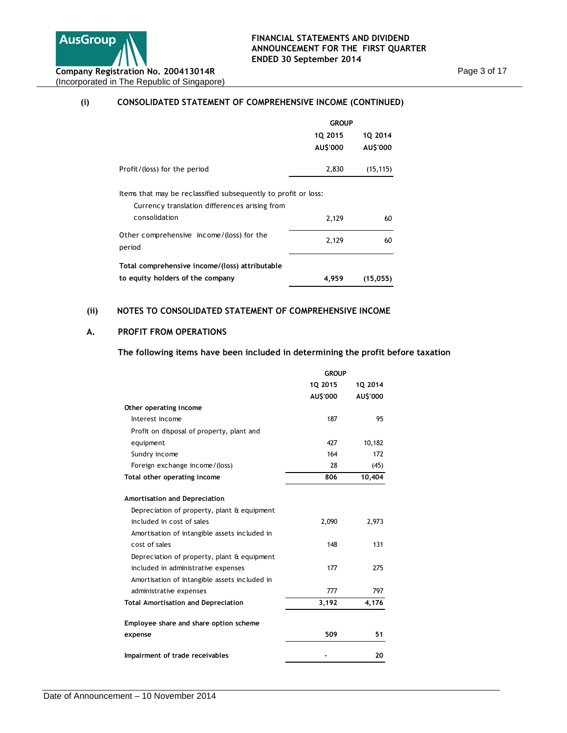### (i) CONSOLIDATED STATEMENT OF COMPREHENSIVE INCOME (CONTINUED)

| | GROUP | |
|---|---|---|
| | 1Q 2015 | 1Q 2014 |
| | AU$'000 | AU$'000 |
| Profit/(loss) for the period | 2,830 | (15,115) |
| Items that may be reclassified subsequently to profit or loss: | | |
| Currency translation differences arising from consolidation | 2,129 | 60 |
| Other comprehensive income/(loss) for the period | 2,129 | 60 |
| **Total comprehensive income/(loss) attributable to equity holders of the company** | **4,959** | **(15,055)** |

### (ii) NOTES TO CONSOLIDATED STATEMENT OF COMPREHENSIVE INCOME

### A. PROFIT FROM OPERATIONS

**The following items have been included in determining the profit before taxation**

| | GROUP | |
|---|---|---|
| | 1Q 2015 | 1Q 2014 |
| | AU$'000 | AU$'000 |
| **Other operating income** | | |
| Interest income | 187 | 95 |
| Profit on disposal of property, plant and equipment | 427 | 10,182 |
| Sundry income | 164 | 172 |
| Foreign exchange income/(loss) | 28 | (45) |
| **Total other operating income** | **806** | **10,404** |
| **Amortisation and Depreciation** | | |
| Depreciation of property, plant & equipment included in cost of sales | 2,090 | 2,973 |
| Amortisation of intangible assets included in cost of sales | 148 | 131 |
| Depreciation of property, plant & equipment included in administrative expenses | 177 | 275 |
| Amortisation of intangible assets included in administrative expenses | 777 | 797 |
| **Total Amortisation and Depreciation** | **3,192** | **4,176** |
| **Employee share and share option scheme expense** | **509** | **51** |
| **Impairment of trade receivables** | **-** | **20** |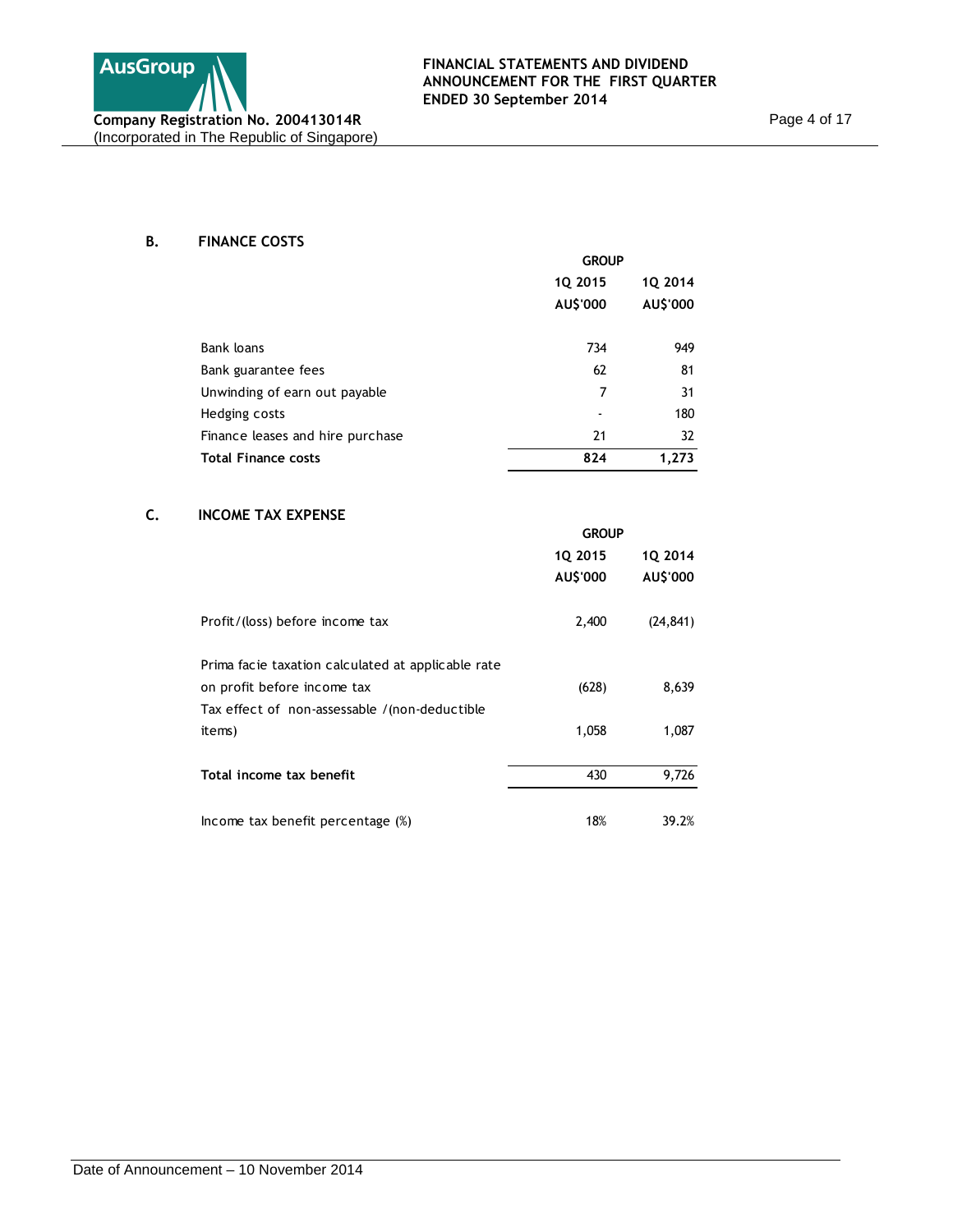## B. FINANCE COSTS

| | GROUP | |
|---|---|---|
| | 1Q 2015 | 1Q 2014 |
| | AU$'000 | AU$'000 |
| Bank loans | 734 | 949 |
| Bank guarantee fees | 62 | 81 |
| Unwinding of earn out payable | 7 | 31 |
| Hedging costs | - | 180 |
| Finance leases and hire purchase | 21 | 32 |
| **Total Finance costs** | **824** | **1,273** |

## C. INCOME TAX EXPENSE

| | GROUP | |
|---|---|---|
| | 1Q 2015 | 1Q 2014 |
| | AU$'000 | AU$'000 |
| Profit/(loss) before income tax | 2,400 | (24,841) |
| Prima facie taxation calculated at applicable rate on profit before income tax | (628) | 8,639 |
| Tax effect of non-assessable /(non-deductible items) | 1,058 | 1,087 |
| **Total income tax benefit** | 430 | 9,726 |
| Income tax benefit percentage (%) | 18% | 39.2% |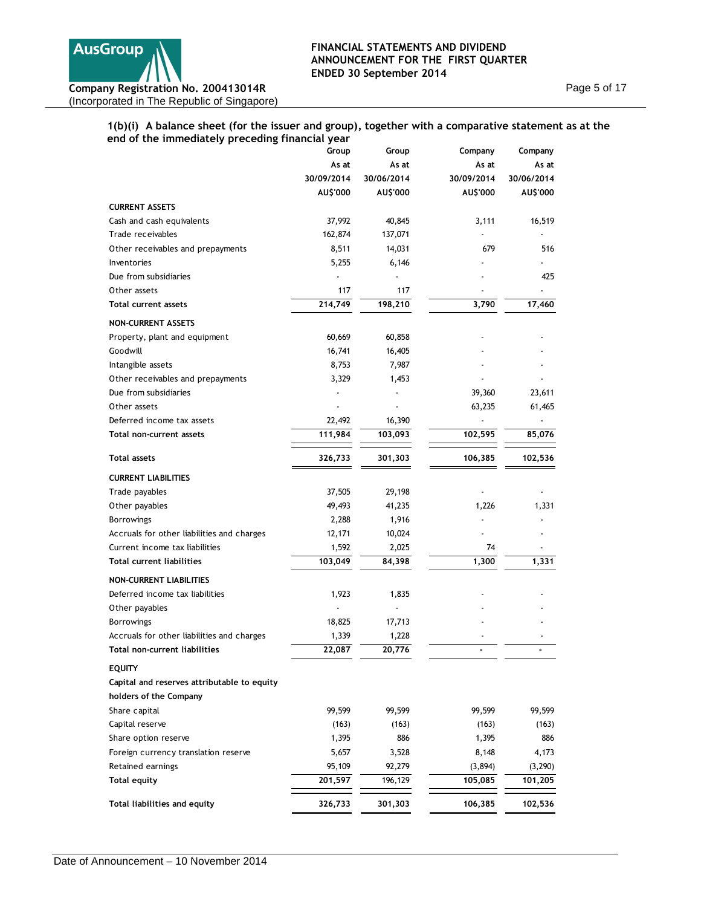### 1(b)(i) A balance sheet (for the issuer and group), together with a comparative statement as at the end of the immediately preceding financial year

| | Group As at 30/09/2014 AU$'000 | Group As at 30/06/2014 AU$'000 | Company As at 30/09/2014 AU$'000 | Company As at 30/06/2014 AU$'000 |
|---|---|---|---|---|
| **CURRENT ASSETS** | | | | |
| Cash and cash equivalents | 37,992 | 40,845 | 3,111 | 16,519 |
| Trade receivables | 162,874 | 137,071 | - | - |
| Other receivables and prepayments | 8,511 | 14,031 | 679 | 516 |
| Inventories | 5,255 | 6,146 | - | - |
| Due from subsidiaries | - | - | - | 425 |
| Other assets | 117 | 117 | - | - |
| **Total current assets** | **214,749** | **198,210** | **3,790** | **17,460** |
| **NON-CURRENT ASSETS** | | | | |
| Property, plant and equipment | 60,669 | 60,858 | - | - |
| Goodwill | 16,741 | 16,405 | - | - |
| Intangible assets | 8,753 | 7,987 | - | - |
| Other receivables and prepayments | 3,329 | 1,453 | - | - |
| Due from subsidiaries | - | - | 39,360 | 23,611 |
| Other assets | - | - | 63,235 | 61,465 |
| Deferred income tax assets | 22,492 | 16,390 | - | - |
| **Total non-current assets** | **111,984** | **103,093** | **102,595** | **85,076** |
| **Total assets** | **326,733** | **301,303** | **106,385** | **102,536** |
| **CURRENT LIABILITIES** | | | | |
| Trade payables | 37,505 | 29,198 | - | - |
| Other payables | 49,493 | 41,235 | 1,226 | 1,331 |
| Borrowings | 2,288 | 1,916 | - | - |
| Accruals for other liabilities and charges | 12,171 | 10,024 | - | - |
| Current income tax liabilities | 1,592 | 2,025 | 74 | - |
| **Total current liabilities** | **103,049** | **84,398** | **1,300** | **1,331** |
| **NON-CURRENT LIABILITIES** | | | | |
| Deferred income tax liabilities | 1,923 | 1,835 | - | - |
| Other payables | - | - | - | - |
| Borrowings | 18,825 | 17,713 | - | - |
| Accruals for other liabilities and charges | 1,339 | 1,228 | - | - |
| **Total non-current liabilities** | **22,087** | **20,776** | **-** | **-** |
| **EQUITY** | | | | |
| **Capital and reserves attributable to equity holders of the Company** | | | | |
| Share capital | 99,599 | 99,599 | 99,599 | 99,599 |
| Capital reserve | (163) | (163) | (163) | (163) |
| Share option reserve | 1,395 | 886 | 1,395 | 886 |
| Foreign currency translation reserve | 5,657 | 3,528 | 8,148 | 4,173 |
| Retained earnings | 95,109 | 92,279 | (3,894) | (3,290) |
| **Total equity** | **201,597** | **196,129** | **105,085** | **101,205** |
| **Total liabilities and equity** | **326,733** | **301,303** | **106,385** | **102,536** |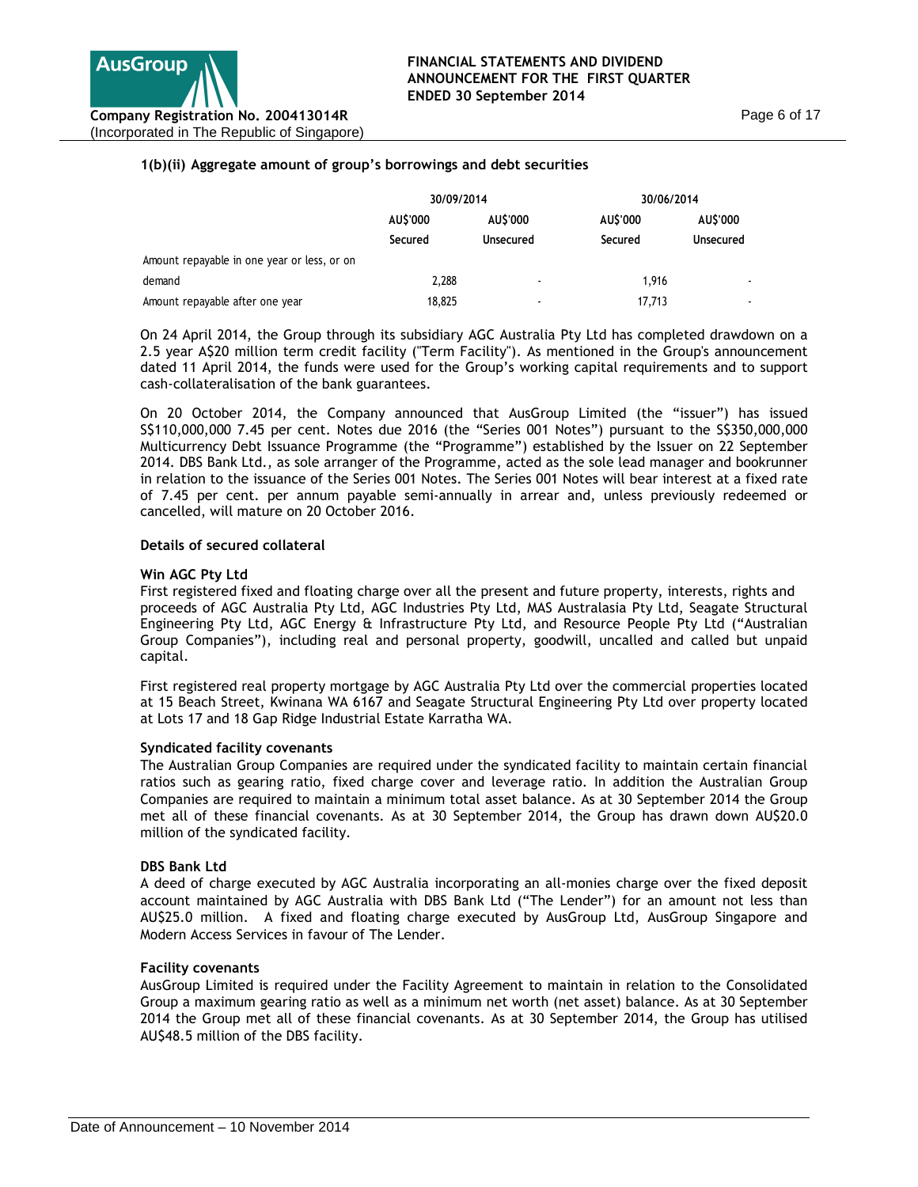### 1(b)(ii) Aggregate amount of group's borrowings and debt securities

| | 30/09/2014 | | 30/06/2014 | |
|---|---|---|---|---|
| | AU$'000 | AU$'000 | AU$'000 | AU$'000 |
| | Secured | Unsecured | Secured | Unsecured |
| Amount repayable in one year or less, or on demand | 2,288 | - | 1,916 | - |
| Amount repayable after one year | 18,825 | - | 17,713 | - |

On 24 April 2014, the Group through its subsidiary AGC Australia Pty Ltd has completed drawdown on a 2.5 year A$20 million term credit facility ("Term Facility"). As mentioned in the Group's announcement dated 11 April 2014, the funds were used for the Group's working capital requirements and to support cash-collateralisation of the bank guarantees.

On 20 October 2014, the Company announced that AusGroup Limited (the "issuer") has issued S$110,000,000 7.45 per cent. Notes due 2016 (the "Series 001 Notes") pursuant to the S$350,000,000 Multicurrency Debt Issuance Programme (the "Programme") established by the Issuer on 22 September 2014. DBS Bank Ltd., as sole arranger of the Programme, acted as the sole lead manager and bookrunner in relation to the issuance of the Series 001 Notes. The Series 001 Notes will bear interest at a fixed rate of 7.45 per cent. per annum payable semi-annually in arrear and, unless previously redeemed or cancelled, will mature on 20 October 2016.

**Details of secured collateral**

**Win AGC Pty Ltd**

First registered fixed and floating charge over all the present and future property, interests, rights and proceeds of AGC Australia Pty Ltd, AGC Industries Pty Ltd, MAS Australasia Pty Ltd, Seagate Structural Engineering Pty Ltd, AGC Energy & Infrastructure Pty Ltd, and Resource People Pty Ltd ("Australian Group Companies"), including real and personal property, goodwill, uncalled and called but unpaid capital.

First registered real property mortgage by AGC Australia Pty Ltd over the commercial properties located at 15 Beach Street, Kwinana WA 6167 and Seagate Structural Engineering Pty Ltd over property located at Lots 17 and 18 Gap Ridge Industrial Estate Karratha WA.

**Syndicated facility covenants**

The Australian Group Companies are required under the syndicated facility to maintain certain financial ratios such as gearing ratio, fixed charge cover and leverage ratio. In addition the Australian Group Companies are required to maintain a minimum total asset balance. As at 30 September 2014 the Group met all of these financial covenants. As at 30 September 2014, the Group has drawn down AU$20.0 million of the syndicated facility.

**DBS Bank Ltd**

A deed of charge executed by AGC Australia incorporating an all-monies charge over the fixed deposit account maintained by AGC Australia with DBS Bank Ltd ("The Lender") for an amount not less than AU$25.0 million. A fixed and floating charge executed by AusGroup Ltd, AusGroup Singapore and Modern Access Services in favour of The Lender.

**Facility covenants**

AusGroup Limited is required under the Facility Agreement to maintain in relation to the Consolidated Group a maximum gearing ratio as well as a minimum net worth (net asset) balance. As at 30 September 2014 the Group met all of these financial covenants. As at 30 September 2014, the Group has utilised AU$48.5 million of the DBS facility.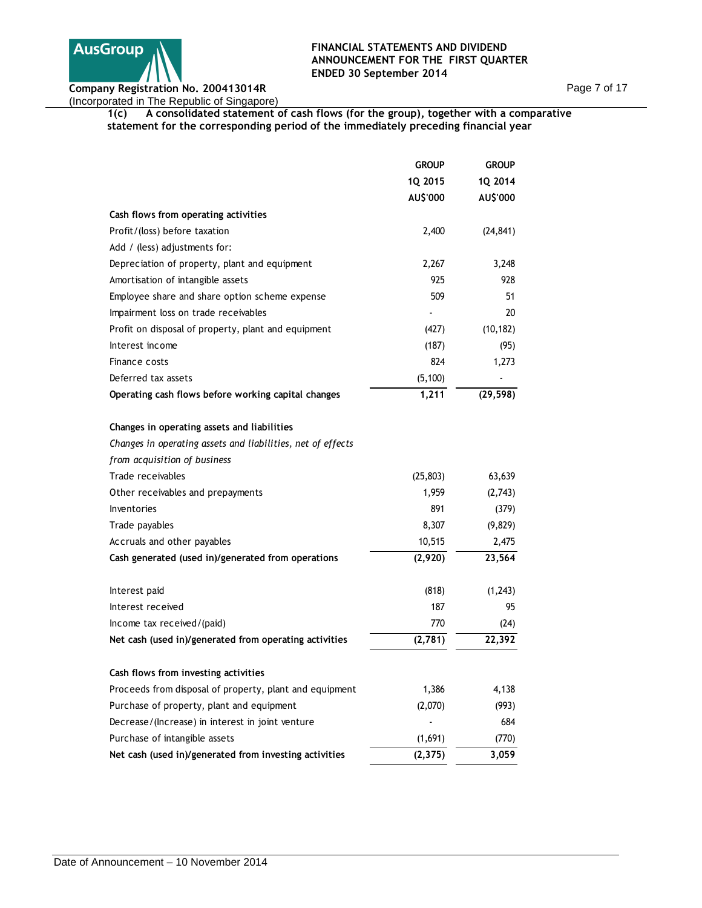**1(c) A consolidated statement of cash flows (for the group), together with a comparative statement for the corresponding period of the immediately preceding financial year**

| | GROUP | GROUP |
|---|---|---|
| | 1Q 2015 | 1Q 2014 |
| | AU$'000 | AU$'000 |
| **Cash flows from operating activities** | | |
| Profit/(loss) before taxation | 2,400 | (24,841) |
| Add / (less) adjustments for: | | |
| Depreciation of property, plant and equipment | 2,267 | 3,248 |
| Amortisation of intangible assets | 925 | 928 |
| Employee share and share option scheme expense | 509 | 51 |
| Impairment loss on trade receivables | - | 20 |
| Profit on disposal of property, plant and equipment | (427) | (10,182) |
| Interest income | (187) | (95) |
| Finance costs | 824 | 1,273 |
| Deferred tax assets | (5,100) | - |
| **Operating cash flows before working capital changes** | **1,211** | **(29,598)** |
| | | |
| **Changes in operating assets and liabilities** | | |
| *Changes in operating assets and liabilities, net of effects from acquisition of business* | | |
| Trade receivables | (25,803) | 63,639 |
| Other receivables and prepayments | 1,959 | (2,743) |
| Inventories | 891 | (379) |
| Trade payables | 8,307 | (9,829) |
| Accruals and other payables | 10,515 | 2,475 |
| **Cash generated (used in)/generated from operations** | **(2,920)** | **23,564** |
| | | |
| Interest paid | (818) | (1,243) |
| Interest received | 187 | 95 |
| Income tax received/(paid) | 770 | (24) |
| **Net cash (used in)/generated from operating activities** | **(2,781)** | **22,392** |
| | | |
| **Cash flows from investing activities** | | |
| Proceeds from disposal of property, plant and equipment | 1,386 | 4,138 |
| Purchase of property, plant and equipment | (2,070) | (993) |
| Decrease/(Increase) in interest in joint venture | - | 684 |
| Purchase of intangible assets | (1,691) | (770) |
| **Net cash (used in)/generated from investing activities** | **(2,375)** | **3,059** |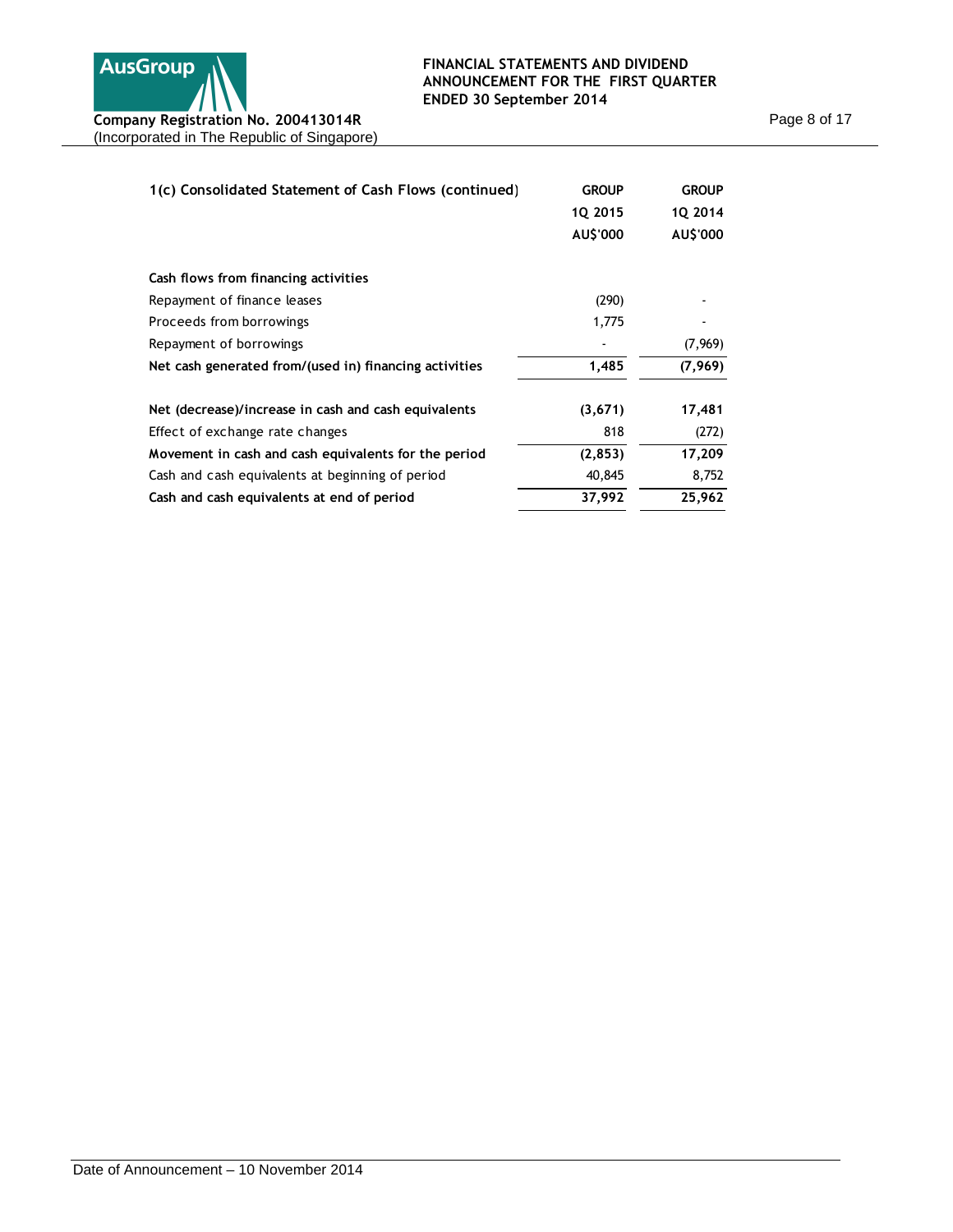| 1(c) Consolidated Statement of Cash Flows (continued) | GROUP 1Q 2015 AU$'000 | GROUP 1Q 2014 AU$'000 |
|---|---|---|
| **Cash flows from financing activities** | | |
| Repayment of finance leases | (290) | - |
| Proceeds from borrowings | 1,775 | - |
| Repayment of borrowings | - | (7,969) |
| **Net cash generated from/(used in) financing activities** | **1,485** | **(7,969)** |
| | | |
| **Net (decrease)/increase in cash and cash equivalents** | **(3,671)** | **17,481** |
| Effect of exchange rate changes | 818 | (272) |
| **Movement in cash and cash equivalents for the period** | **(2,853)** | **17,209** |
| Cash and cash equivalents at beginning of period | 40,845 | 8,752 |
| **Cash and cash equivalents at end of period** | **37,992** | **25,962** |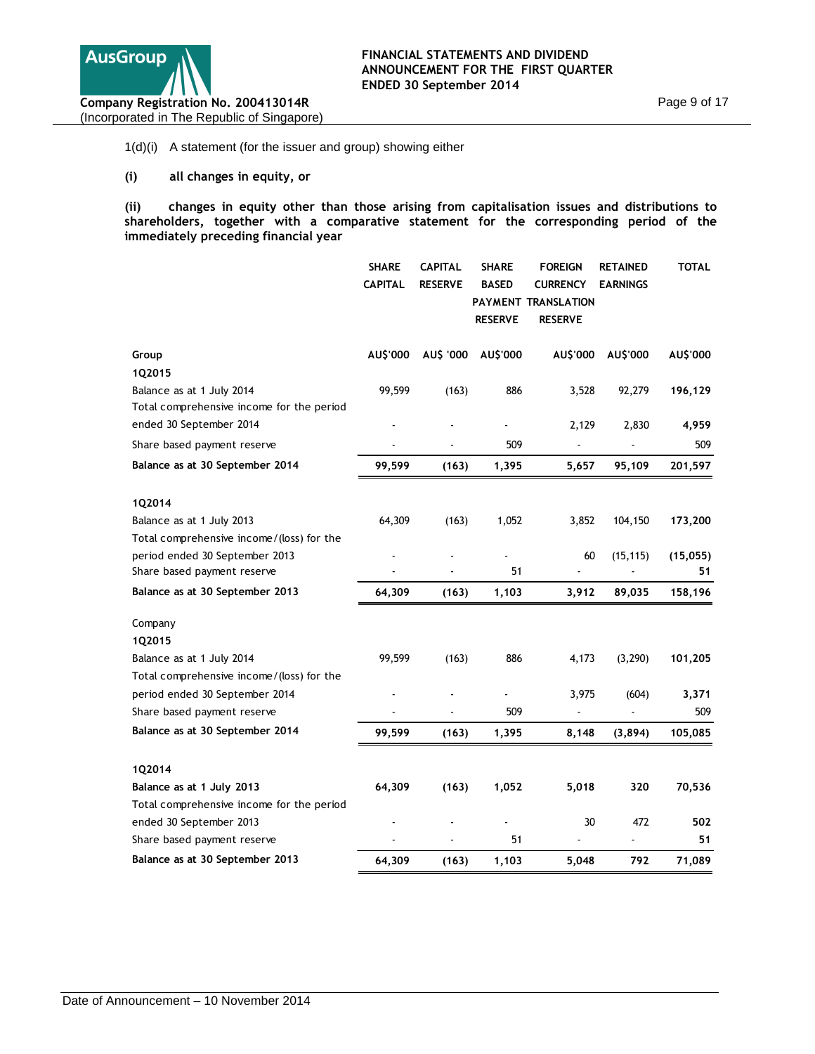1(d)(i) A statement (for the issuer and group) showing either

**(i) all changes in equity, or**

**(ii) changes in equity other than those arising from capitalisation issues and distributions to shareholders, together with a comparative statement for the corresponding period of the immediately preceding financial year**

| | SHARE CAPITAL | CAPITAL RESERVE | SHARE BASED PAYMENT RESERVE | FOREIGN CURRENCY TRANSLATION RESERVE | RETAINED EARNINGS | TOTAL |
|---|---|---|---|---|---|---|
| **Group** | **AU$'000** | **AU$ '000** | **AU$'000** | **AU$'000** | **AU$'000** | **AU$'000** |
| **1Q2015** | | | | | | |
| Balance as at 1 July 2014 | 99,599 | (163) | 886 | 3,528 | 92,279 | **196,129** |
| Total comprehensive income for the period ended 30 September 2014 | - | - | - | 2,129 | 2,830 | **4,959** |
| Share based payment reserve | - | - | 509 | - | - | 509 |
| **Balance as at 30 September 2014** | **99,599** | **(163)** | **1,395** | **5,657** | **95,109** | **201,597** |
| | | | | | | |
| **1Q2014** | | | | | | |
| Balance as at 1 July 2013 | 64,309 | (163) | 1,052 | 3,852 | 104,150 | **173,200** |
| Total comprehensive income/(loss) for the period ended 30 September 2013 | - | - | - | 60 | (15,115) | **(15,055)** |
| Share based payment reserve | - | - | 51 | - | - | **51** |
| **Balance as at 30 September 2013** | **64,309** | **(163)** | **1,103** | **3,912** | **89,035** | **158,196** |
| | | | | | | |
| Company | | | | | | |
| **1Q2015** | | | | | | |
| Balance as at 1 July 2014 | 99,599 | (163) | 886 | 4,173 | (3,290) | **101,205** |
| Total comprehensive income/(loss) for the period ended 30 September 2014 | - | - | - | 3,975 | (604) | **3,371** |
| Share based payment reserve | - | - | 509 | - | - | 509 |
| **Balance as at 30 September 2014** | **99,599** | **(163)** | **1,395** | **8,148** | **(3,894)** | **105,085** |
| | | | | | | |
| **1Q2014** | | | | | | |
| **Balance as at 1 July 2013** | **64,309** | **(163)** | **1,052** | **5,018** | **320** | **70,536** |
| Total comprehensive income for the period ended 30 September 2013 | - | - | - | 30 | 472 | **502** |
| Share based payment reserve | - | - | 51 | - | - | **51** |
| **Balance as at 30 September 2013** | **64,309** | **(163)** | **1,103** | **5,048** | **792** | **71,089** |

Date of Announcement – 10 November 2014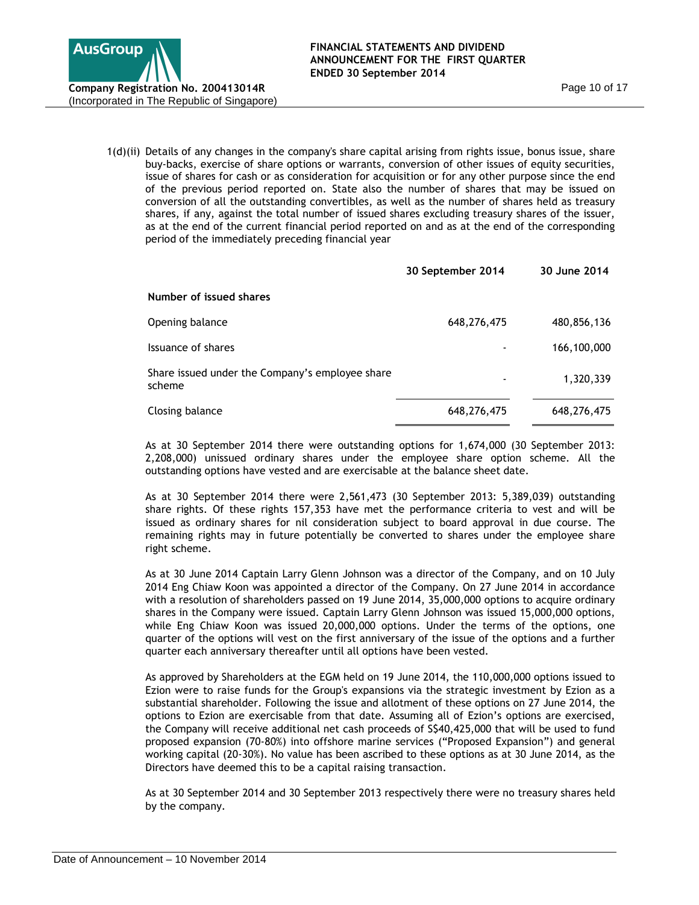1(d)(ii) Details of any changes in the company's share capital arising from rights issue, bonus issue, share buy-backs, exercise of share options or warrants, conversion of other issues of equity securities, issue of shares for cash or as consideration for acquisition or for any other purpose since the end of the previous period reported on. State also the number of shares that may be issued on conversion of all the outstanding convertibles, as well as the number of shares held as treasury shares, if any, against the total number of issued shares excluding treasury shares of the issuer, as at the end of the current financial period reported on and as at the end of the corresponding period of the immediately preceding financial year

| | 30 September 2014 | 30 June 2014 |
|---|---|---|
| **Number of issued shares** | | |
| Opening balance | 648,276,475 | 480,856,136 |
| Issuance of shares | - | 166,100,000 |
| Share issued under the Company's employee share scheme | - | 1,320,339 |
| Closing balance | 648,276,475 | 648,276,475 |

As at 30 September 2014 there were outstanding options for 1,674,000 (30 September 2013: 2,208,000) unissued ordinary shares under the employee share option scheme. All the outstanding options have vested and are exercisable at the balance sheet date.

As at 30 September 2014 there were 2,561,473 (30 September 2013: 5,389,039) outstanding share rights. Of these rights 157,353 have met the performance criteria to vest and will be issued as ordinary shares for nil consideration subject to board approval in due course. The remaining rights may in future potentially be converted to shares under the employee share right scheme.

As at 30 June 2014 Captain Larry Glenn Johnson was a director of the Company, and on 10 July 2014 Eng Chiaw Koon was appointed a director of the Company. On 27 June 2014 in accordance with a resolution of shareholders passed on 19 June 2014, 35,000,000 options to acquire ordinary shares in the Company were issued. Captain Larry Glenn Johnson was issued 15,000,000 options, while Eng Chiaw Koon was issued 20,000,000 options. Under the terms of the options, one quarter of the options will vest on the first anniversary of the issue of the options and a further quarter each anniversary thereafter until all options have been vested.

As approved by Shareholders at the EGM held on 19 June 2014, the 110,000,000 options issued to Ezion were to raise funds for the Group's expansions via the strategic investment by Ezion as a substantial shareholder. Following the issue and allotment of these options on 27 June 2014, the options to Ezion are exercisable from that date. Assuming all of Ezion's options are exercised, the Company will receive additional net cash proceeds of S$40,425,000 that will be used to fund proposed expansion (70-80%) into offshore marine services ("Proposed Expansion") and general working capital (20-30%). No value has been ascribed to these options as at 30 June 2014, as the Directors have deemed this to be a capital raising transaction.

As at 30 September 2014 and 30 September 2013 respectively there were no treasury shares held by the company.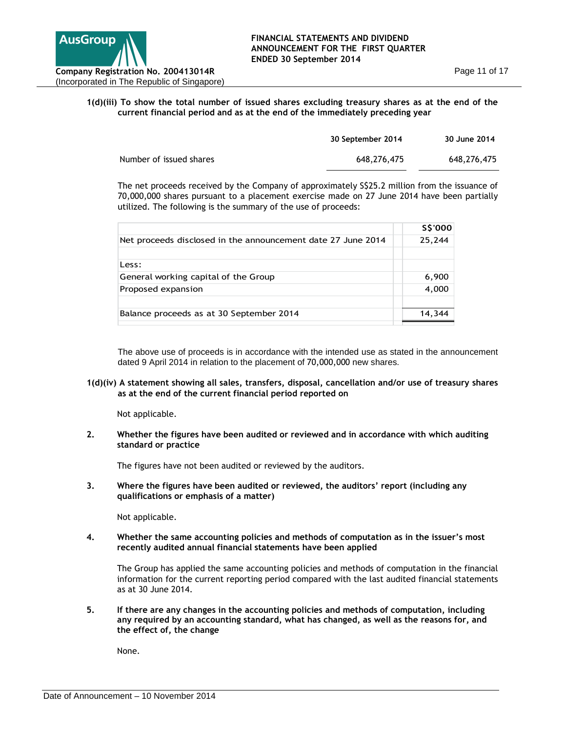**1(d)(iii) To show the total number of issued shares excluding treasury shares as at the end of the current financial period and as at the end of the immediately preceding year**

| | 30 September 2014 | 30 June 2014 |
|---|---|---|
| Number of issued shares | 648,276,475 | 648,276,475 |

The net proceeds received by the Company of approximately S$25.2 million from the issuance of 70,000,000 shares pursuant to a placement exercise made on 27 June 2014 have been partially utilized. The following is the summary of the use of proceeds:

| | S$'000 |
|---|---|
| Net proceeds disclosed in the announcement date 27 June 2014 | 25,244 |
| | |
| Less: | |
| General working capital of the Group | 6,900 |
| Proposed expansion | 4,000 |
| | |
| Balance proceeds as at 30 September 2014 | 14,344 |

The above use of proceeds is in accordance with the intended use as stated in the announcement dated 9 April 2014 in relation to the placement of 70,000,000 new shares.

**1(d)(iv) A statement showing all sales, transfers, disposal, cancellation and/or use of treasury shares as at the end of the current financial period reported on**

Not applicable.

**2. Whether the figures have been audited or reviewed and in accordance with which auditing standard or practice**

The figures have not been audited or reviewed by the auditors.

**3. Where the figures have been audited or reviewed, the auditors' report (including any qualifications or emphasis of a matter)**

Not applicable.

**4. Whether the same accounting policies and methods of computation as in the issuer's most recently audited annual financial statements have been applied**

The Group has applied the same accounting policies and methods of computation in the financial information for the current reporting period compared with the last audited financial statements as at 30 June 2014.

**5. If there are any changes in the accounting policies and methods of computation, including any required by an accounting standard, what has changed, as well as the reasons for, and the effect of, the change**

None.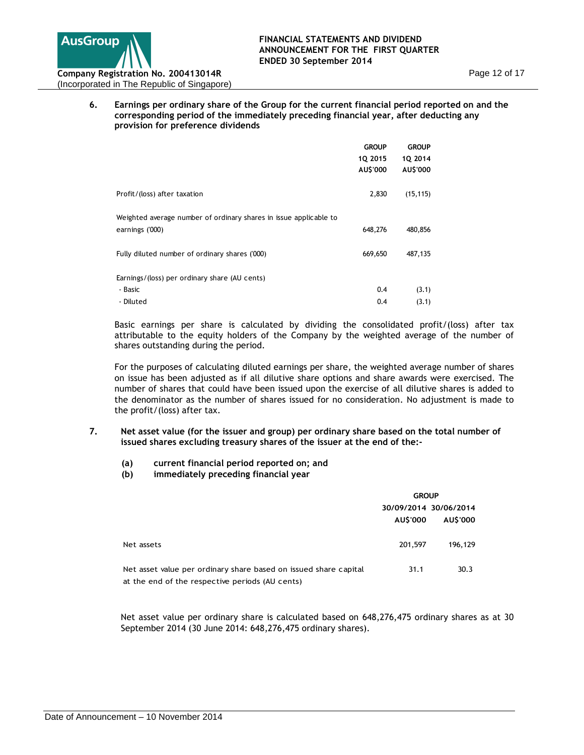**6. Earnings per ordinary share of the Group for the current financial period reported on and the corresponding period of the immediately preceding financial year, after deducting any provision for preference dividends**

| | GROUP 1Q 2015 AU$'000 | GROUP 1Q 2014 AU$'000 |
|---|---|---|
| Profit/(loss) after taxation | 2,830 | (15,115) |
| Weighted average number of ordinary shares in issue applicable to earnings ('000) | 648,276 | 480,856 |
| Fully diluted number of ordinary shares ('000) | 669,650 | 487,135 |
| Earnings/(loss) per ordinary share (AU cents) | | |
| - Basic | 0.4 | (3.1) |
| - Diluted | 0.4 | (3.1) |

Basic earnings per share is calculated by dividing the consolidated profit/(loss) after tax attributable to the equity holders of the Company by the weighted average of the number of shares outstanding during the period.

For the purposes of calculating diluted earnings per share, the weighted average number of shares on issue has been adjusted as if all dilutive share options and share awards were exercised. The number of shares that could have been issued upon the exercise of all dilutive shares is added to the denominator as the number of shares issued for no consideration. No adjustment is made to the profit/(loss) after tax.

**7. Net asset value (for the issuer and group) per ordinary share based on the total number of issued shares excluding treasury shares of the issuer at the end of the:-**

**(a) current financial period reported on; and**
**(b) immediately preceding financial year**

| | GROUP | |
|---|---|---|
| | 30/09/2014 AU$'000 | 30/06/2014 AU$'000 |
| Net assets | 201,597 | 196,129 |
| Net asset value per ordinary share based on issued share capital at the end of the respective periods (AU cents) | 31.1 | 30.3 |

Net asset value per ordinary share is calculated based on 648,276,475 ordinary shares as at 30 September 2014 (30 June 2014: 648,276,475 ordinary shares).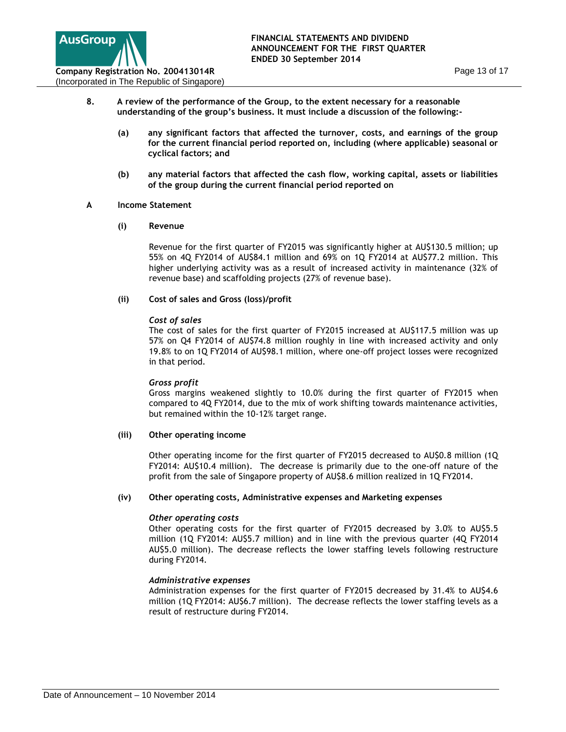**8. A review of the performance of the Group, to the extent necessary for a reasonable understanding of the group's business. It must include a discussion of the following:-**

**(a) any significant factors that affected the turnover, costs, and earnings of the group for the current financial period reported on, including (where applicable) seasonal or cyclical factors; and**

**(b) any material factors that affected the cash flow, working capital, assets or liabilities of the group during the current financial period reported on**

**A Income Statement**

**(i) Revenue**

Revenue for the first quarter of FY2015 was significantly higher at AU$130.5 million; up 55% on 4Q FY2014 of AU$84.1 million and 69% on 1Q FY2014 at AU$77.2 million. This higher underlying activity was as a result of increased activity in maintenance (32% of revenue base) and scaffolding projects (27% of revenue base).

**(ii) Cost of sales and Gross (loss)/profit**

***Cost of sales***
The cost of sales for the first quarter of FY2015 increased at AU$117.5 million was up 57% on Q4 FY2014 of AU$74.8 million roughly in line with increased activity and only 19.8% to on 1Q FY2014 of AU$98.1 million, where one-off project losses were recognized in that period.

***Gross profit***
Gross margins weakened slightly to 10.0% during the first quarter of FY2015 when compared to 4Q FY2014, due to the mix of work shifting towards maintenance activities, but remained within the 10-12% target range.

**(iii) Other operating income**

Other operating income for the first quarter of FY2015 decreased to AU$0.8 million (1Q FY2014: AU$10.4 million). The decrease is primarily due to the one-off nature of the profit from the sale of Singapore property of AU$8.6 million realized in 1Q FY2014.

**(iv) Other operating costs, Administrative expenses and Marketing expenses**

***Other operating costs***
Other operating costs for the first quarter of FY2015 decreased by 3.0% to AU$5.5 million (1Q FY2014: AU$5.7 million) and in line with the previous quarter (4Q FY2014 AU$5.0 million). The decrease reflects the lower staffing levels following restructure during FY2014.

***Administrative expenses***
Administration expenses for the first quarter of FY2015 decreased by 31.4% to AU$4.6 million (1Q FY2014: AU$6.7 million). The decrease reflects the lower staffing levels as a result of restructure during FY2014.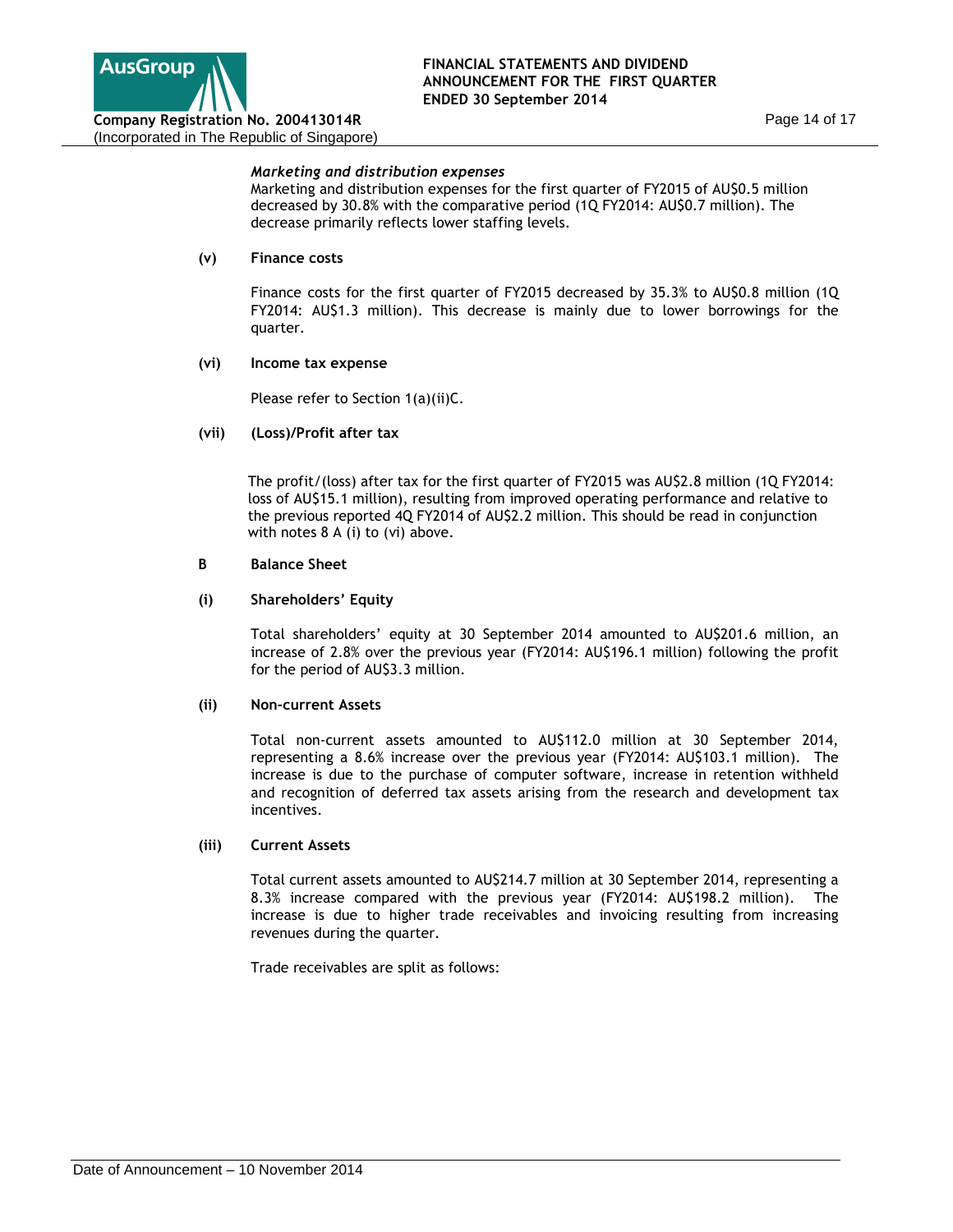*Marketing and distribution expenses*

Marketing and distribution expenses for the first quarter of FY2015 of AU$0.5 million decreased by 30.8% with the comparative period (1Q FY2014: AU$0.7 million). The decrease primarily reflects lower staffing levels.

**(v) Finance costs**

Finance costs for the first quarter of FY2015 decreased by 35.3% to AU$0.8 million (1Q FY2014: AU$1.3 million). This decrease is mainly due to lower borrowings for the quarter.

**(vi) Income tax expense**

Please refer to Section 1(a)(ii)C.

**(vii) (Loss)/Profit after tax**

The profit/(loss) after tax for the first quarter of FY2015 was AU$2.8 million (1Q FY2014: loss of AU$15.1 million), resulting from improved operating performance and relative to the previous reported 4Q FY2014 of AU$2.2 million. This should be read in conjunction with notes 8 A (i) to (vi) above.

**B Balance Sheet**

**(i) Shareholders' Equity**

Total shareholders' equity at 30 September 2014 amounted to AU$201.6 million, an increase of 2.8% over the previous year (FY2014: AU$196.1 million) following the profit for the period of AU$3.3 million.

**(ii) Non-current Assets**

Total non-current assets amounted to AU$112.0 million at 30 September 2014, representing a 8.6% increase over the previous year (FY2014: AU$103.1 million). The increase is due to the purchase of computer software, increase in retention withheld and recognition of deferred tax assets arising from the research and development tax incentives.

**(iii) Current Assets**

Total current assets amounted to AU$214.7 million at 30 September 2014, representing a 8.3% increase compared with the previous year (FY2014: AU$198.2 million). The increase is due to higher trade receivables and invoicing resulting from increasing revenues during the quarter.

Trade receivables are split as follows: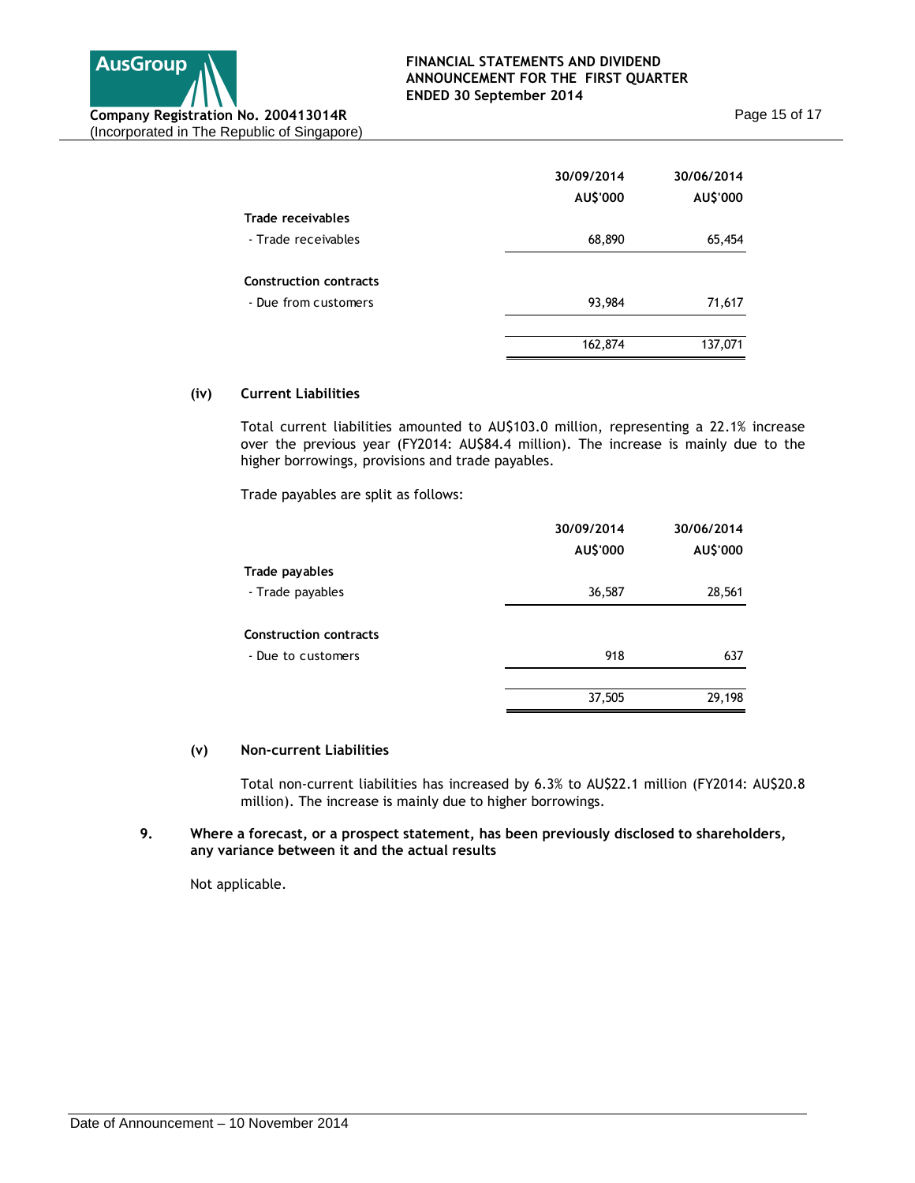| | 30/09/2014<br>AU$'000 | 30/06/2014<br>AU$'000 |
|---|---|---|
| **Trade receivables** | | |
| - Trade receivables | 68,890 | 65,454 |
| **Construction contracts** | | |
| - Due from customers | 93,984 | 71,617 |
| | 162,874 | 137,071 |

**(iv) Current Liabilities**

Total current liabilities amounted to AU$103.0 million, representing a 22.1% increase over the previous year (FY2014: AU$84.4 million). The increase is mainly due to the higher borrowings, provisions and trade payables.

Trade payables are split as follows:

| | 30/09/2014<br>AU$'000 | 30/06/2014<br>AU$'000 |
|---|---|---|
| **Trade payables** | | |
| - Trade payables | 36,587 | 28,561 |
| **Construction contracts** | | |
| - Due to customers | 918 | 637 |
| | 37,505 | 29,198 |

**(v) Non-current Liabilities**

Total non-current liabilities has increased by 6.3% to AU$22.1 million (FY2014: AU$20.8 million). The increase is mainly due to higher borrowings.

**9. Where a forecast, or a prospect statement, has been previously disclosed to shareholders, any variance between it and the actual results**

Not applicable.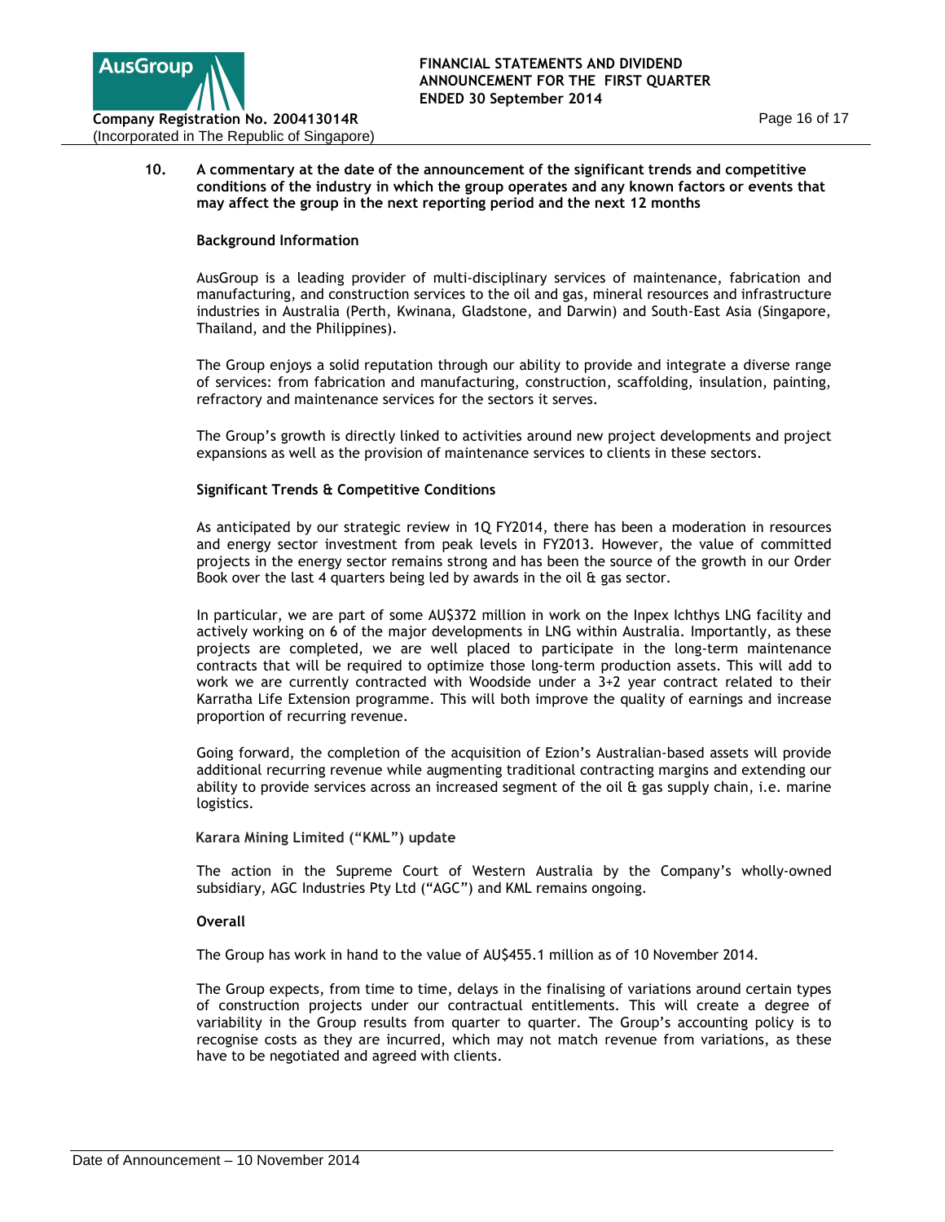**10. A commentary at the date of the announcement of the significant trends and competitive conditions of the industry in which the group operates and any known factors or events that may affect the group in the next reporting period and the next 12 months**

**Background Information**

AusGroup is a leading provider of multi-disciplinary services of maintenance, fabrication and manufacturing, and construction services to the oil and gas, mineral resources and infrastructure industries in Australia (Perth, Kwinana, Gladstone, and Darwin) and South-East Asia (Singapore, Thailand, and the Philippines).

The Group enjoys a solid reputation through our ability to provide and integrate a diverse range of services: from fabrication and manufacturing, construction, scaffolding, insulation, painting, refractory and maintenance services for the sectors it serves.

The Group's growth is directly linked to activities around new project developments and project expansions as well as the provision of maintenance services to clients in these sectors.

**Significant Trends & Competitive Conditions**

As anticipated by our strategic review in 1Q FY2014, there has been a moderation in resources and energy sector investment from peak levels in FY2013. However, the value of committed projects in the energy sector remains strong and has been the source of the growth in our Order Book over the last 4 quarters being led by awards in the oil & gas sector.

In particular, we are part of some AU$372 million in work on the Inpex Ichthys LNG facility and actively working on 6 of the major developments in LNG within Australia. Importantly, as these projects are completed, we are well placed to participate in the long-term maintenance contracts that will be required to optimize those long-term production assets. This will add to work we are currently contracted with Woodside under a 3+2 year contract related to their Karratha Life Extension programme. This will both improve the quality of earnings and increase proportion of recurring revenue.

Going forward, the completion of the acquisition of Ezion's Australian-based assets will provide additional recurring revenue while augmenting traditional contracting margins and extending our ability to provide services across an increased segment of the oil & gas supply chain, i.e. marine logistics.

**Karara Mining Limited ("KML") update**

The action in the Supreme Court of Western Australia by the Company's wholly-owned subsidiary, AGC Industries Pty Ltd ("AGC") and KML remains ongoing.

**Overall**

The Group has work in hand to the value of AU$455.1 million as of 10 November 2014.

The Group expects, from time to time, delays in the finalising of variations around certain types of construction projects under our contractual entitlements. This will create a degree of variability in the Group results from quarter to quarter. The Group's accounting policy is to recognise costs as they are incurred, which may not match revenue from variations, as these have to be negotiated and agreed with clients.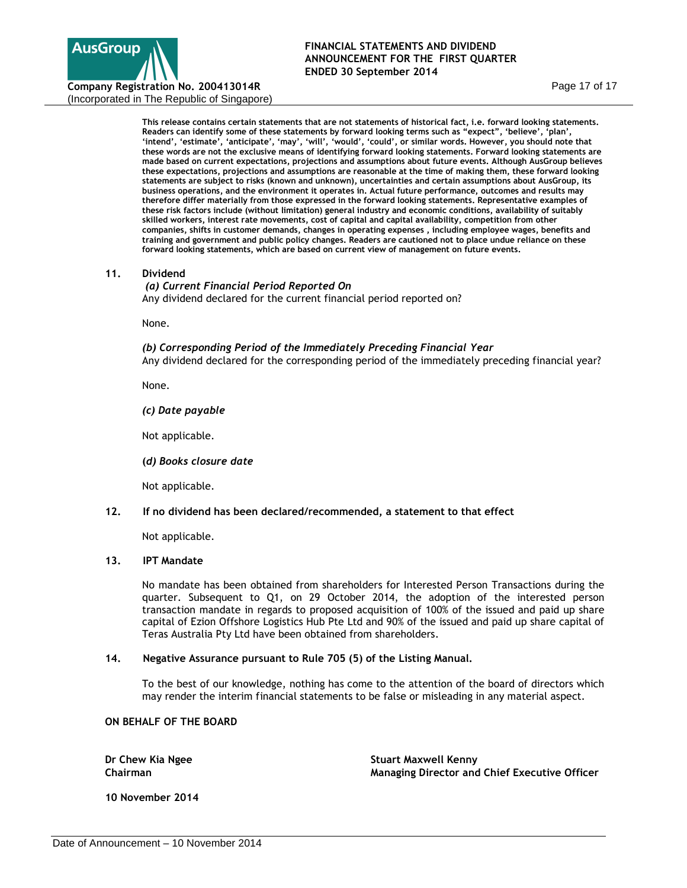**This release contains certain statements that are not statements of historical fact, i.e. forward looking statements. Readers can identify some of these statements by forward looking terms such as "expect", 'believe', 'plan', 'intend', 'estimate', 'anticipate', 'may', 'will', 'would', 'could', or similar words. However, you should note that these words are not the exclusive means of identifying forward looking statements. Forward looking statements are made based on current expectations, projections and assumptions about future events. Although AusGroup believes these expectations, projections and assumptions are reasonable at the time of making them, these forward looking statements are subject to risks (known and unknown), uncertainties and certain assumptions about AusGroup, its business operations, and the environment it operates in. Actual future performance, outcomes and results may therefore differ materially from those expressed in the forward looking statements. Representative examples of these risk factors include (without limitation) general industry and economic conditions, availability of suitably skilled workers, interest rate movements, cost of capital and capital availability, competition from other companies, shifts in customer demands, changes in operating expenses , including employee wages, benefits and training and government and public policy changes. Readers are cautioned not to place undue reliance on these forward looking statements, which are based on current view of management on future events.**

**11. Dividend**

***(a) Current Financial Period Reported On***

Any dividend declared for the current financial period reported on?

None.

***(b) Corresponding Period of the Immediately Preceding Financial Year***

Any dividend declared for the corresponding period of the immediately preceding financial year?

None.

***(c) Date payable***

Not applicable.

***(d) Books closure date***

Not applicable.

**12. If no dividend has been declared/recommended, a statement to that effect**

Not applicable.

**13. IPT Mandate**

No mandate has been obtained from shareholders for Interested Person Transactions during the quarter. Subsequent to Q1, on 29 October 2014, the adoption of the interested person transaction mandate in regards to proposed acquisition of 100% of the issued and paid up share capital of Ezion Offshore Logistics Hub Pte Ltd and 90% of the issued and paid up share capital of Teras Australia Pty Ltd have been obtained from shareholders.

**14. Negative Assurance pursuant to Rule 705 (5) of the Listing Manual.**

To the best of our knowledge, nothing has come to the attention of the board of directors which may render the interim financial statements to be false or misleading in any material aspect.

**ON BEHALF OF THE BOARD**

**Dr Chew Kia Ngee**
**Chairman**

**Stuart Maxwell Kenny**
**Managing Director and Chief Executive Officer**

**10 November 2014**

Date of Announcement – 10 November 2014